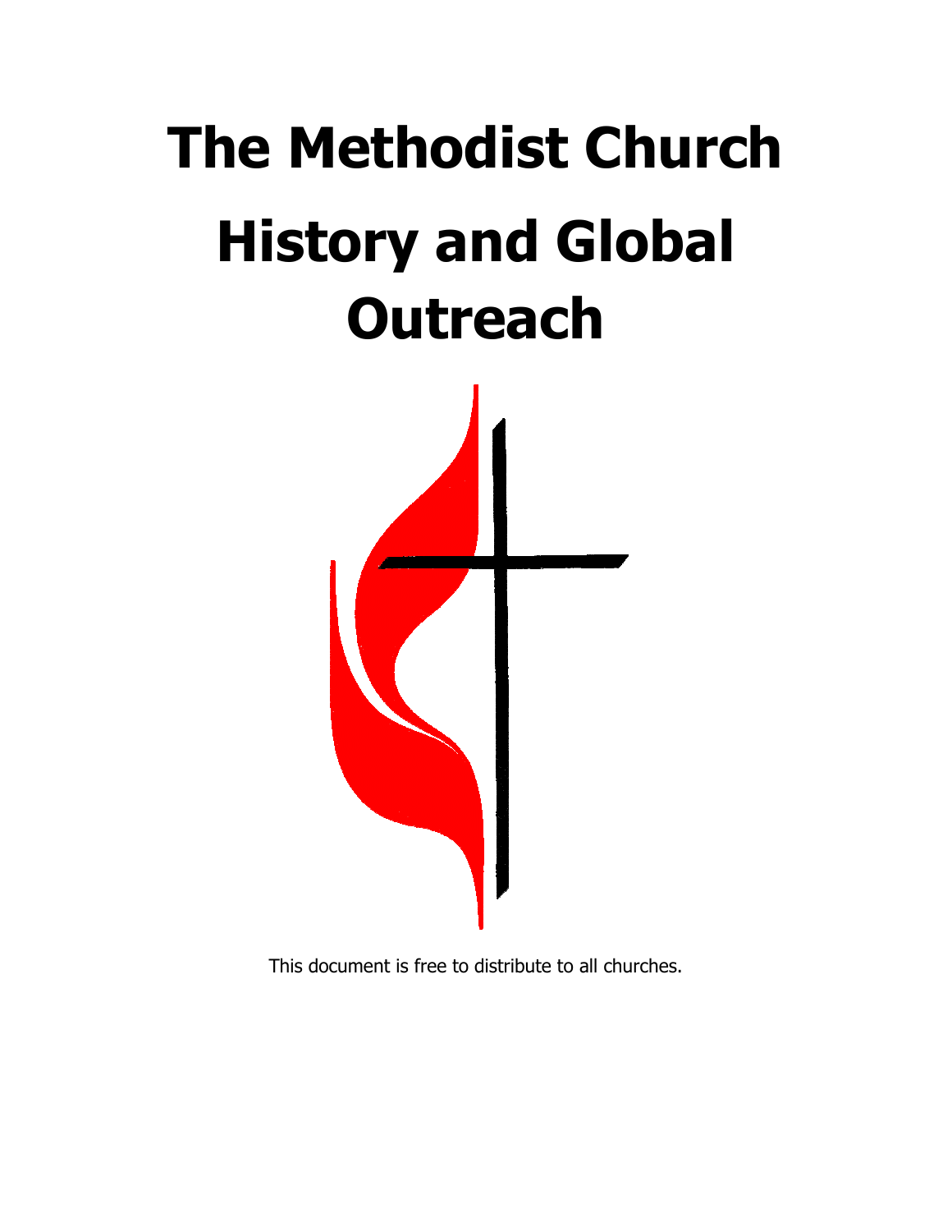# The Methodist Church History and Global Outreach

This document is free to distribute to all churches.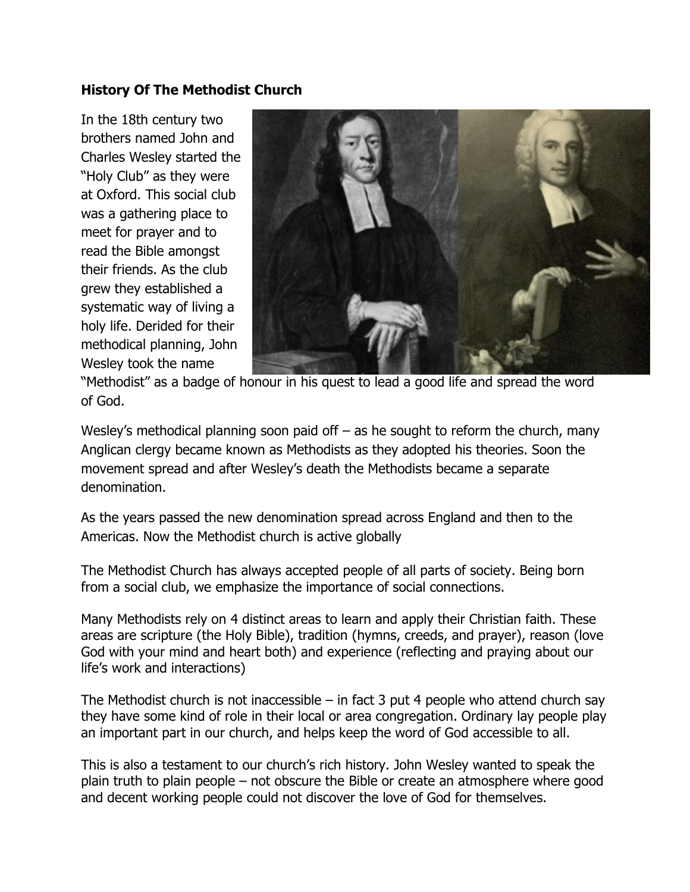**History Of The Methodist Church**

In the 18th century two brothers named John and Charles Wesley started the "Holy Club" as they were at Oxford. This social club was a gathering place to meet for prayer and to read the Bible amongst their friends. As the club grew they established a systematic way of living a holy life. Derided for their methodical planning, John Wesley took the name "Methodist" as a badge of honour in his quest to lead a good life and spread the word of God.

Wesley's methodical planning soon paid off – as he sought to reform the church, many Anglican clergy became known as Methodists as they adopted his theories. Soon the movement spread and after Wesley's death the Methodists became a separate denomination.

As the years passed the new denomination spread across England and then to the Americas. Now the Methodist church is active globally

The Methodist Church has always accepted people of all parts of society. Being born from a social club, we emphasize the importance of social connections.

Many Methodists rely on 4 distinct areas to learn and apply their Christian faith. These areas are scripture (the Holy Bible), tradition (hymns, creeds, and prayer), reason (love God with your mind and heart both) and experience (reflecting and praying about our life's work and interactions)

The Methodist church is not inaccessible – in fact 3 put 4 people who attend church say they have some kind of role in their local or area congregation. Ordinary lay people play an important part in our church, and helps keep the word of God accessible to all.

This is also a testament to our church's rich history. John Wesley wanted to speak the plain truth to plain people – not obscure the Bible or create an atmosphere where good and decent working people could not discover the love of God for themselves.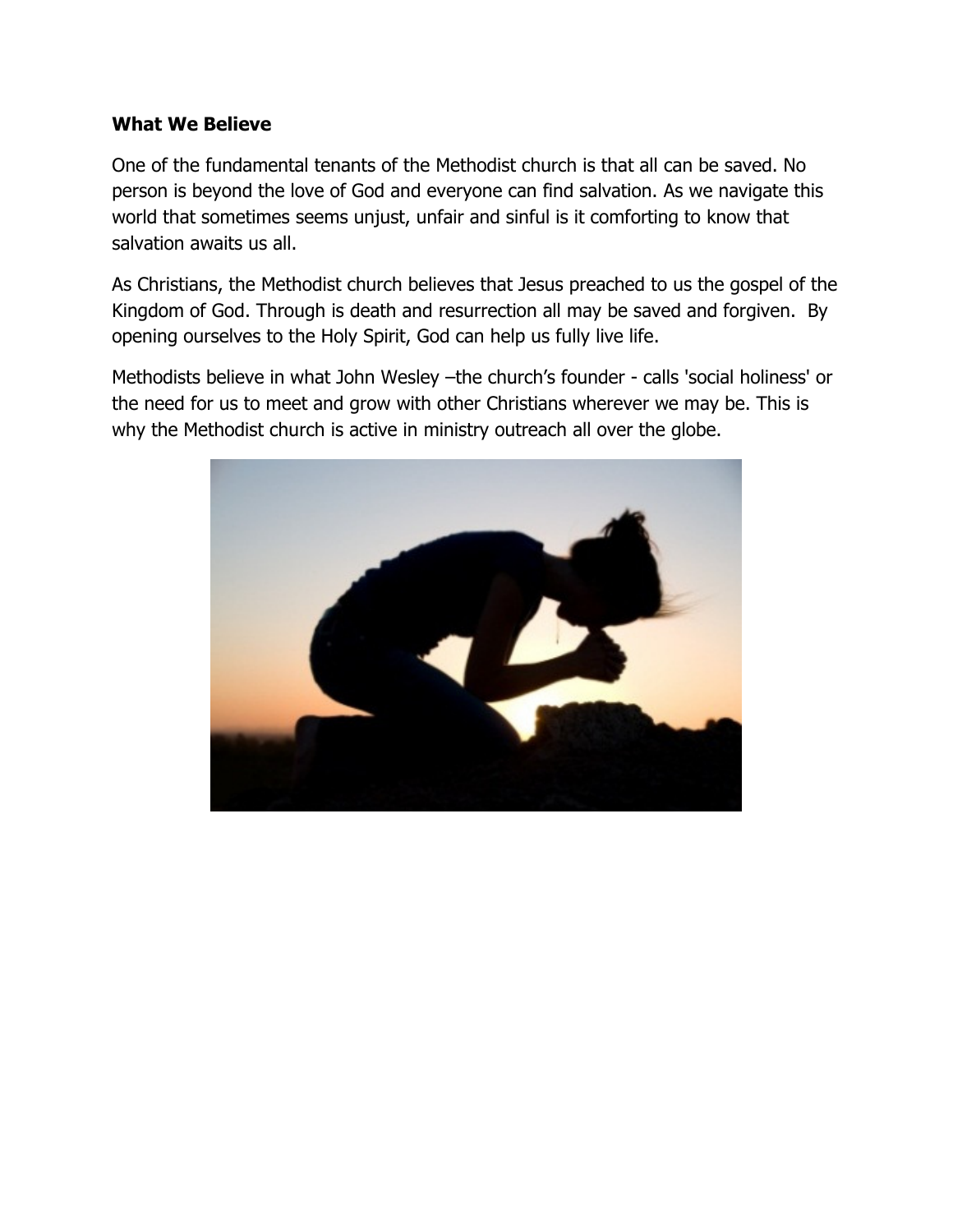**What We Believe**

One of the fundamental tenants of the Methodist church is that all can be saved. No person is beyond the love of God and everyone can find salvation. As we navigate this world that sometimes seems unjust, unfair and sinful is it comforting to know that salvation awaits us all.

As Christians, the Methodist church believes that Jesus preached to us the gospel of the Kingdom of God. Through is death and resurrection all may be saved and forgiven. By opening ourselves to the Holy Spirit, God can help us fully live life.

Methodists believe in what John Wesley –the church's founder - calls 'social holiness' or the need for us to meet and grow with other Christians wherever we may be. This is why the Methodist church is active in ministry outreach all over the globe.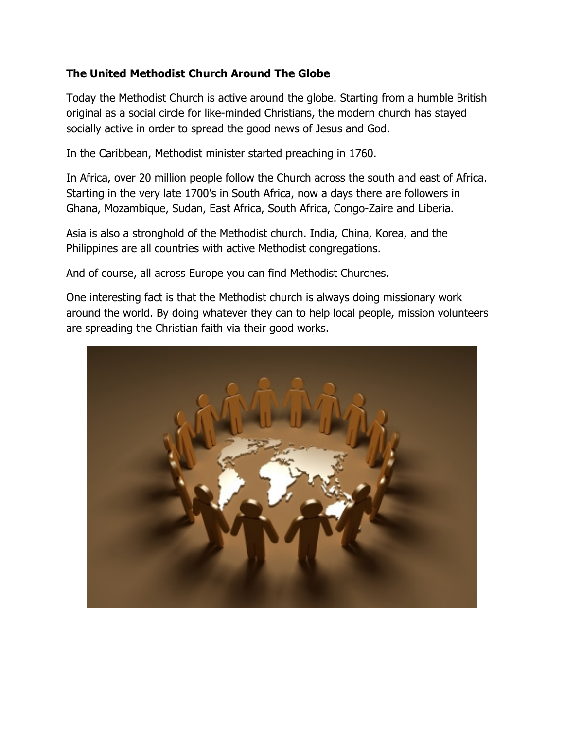**The United Methodist Church Around The Globe**

Today the Methodist Church is active around the globe. Starting from a humble British original as a social circle for like-minded Christians, the modern church has stayed socially active in order to spread the good news of Jesus and God.

In the Caribbean, Methodist minister started preaching in 1760.

In Africa, over 20 million people follow the Church across the south and east of Africa. Starting in the very late 1700's in South Africa, now a days there are followers in Ghana, Mozambique, Sudan, East Africa, South Africa, Congo-Zaire and Liberia.

Asia is also a stronghold of the Methodist church. India, China, Korea, and the Philippines are all countries with active Methodist congregations.

And of course, all across Europe you can find Methodist Churches.

One interesting fact is that the Methodist church is always doing missionary work around the world. By doing whatever they can to help local people, mission volunteers are spreading the Christian faith via their good works.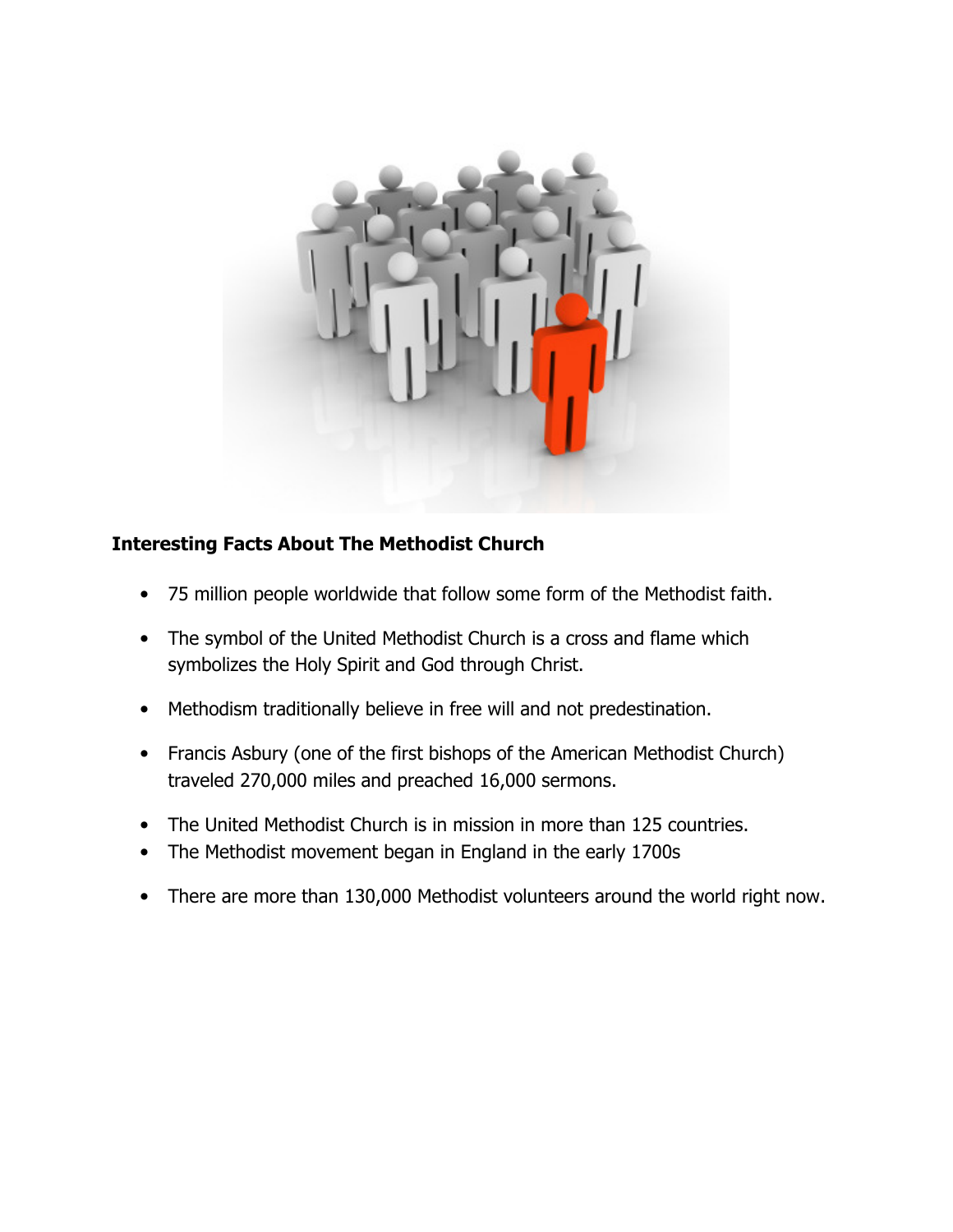**Interesting Facts About The Methodist Church**

- 75 million people worldwide that follow some form of the Methodist faith.
- The symbol of the United Methodist Church is a cross and flame which symbolizes the Holy Spirit and God through Christ.
- Methodism traditionally believe in free will and not predestination.
- Francis Asbury (one of the first bishops of the American Methodist Church) traveled 270,000 miles and preached 16,000 sermons.
- The United Methodist Church is in mission in more than 125 countries.
- The Methodist movement began in England in the early 1700s
- There are more than 130,000 Methodist volunteers around the world right now.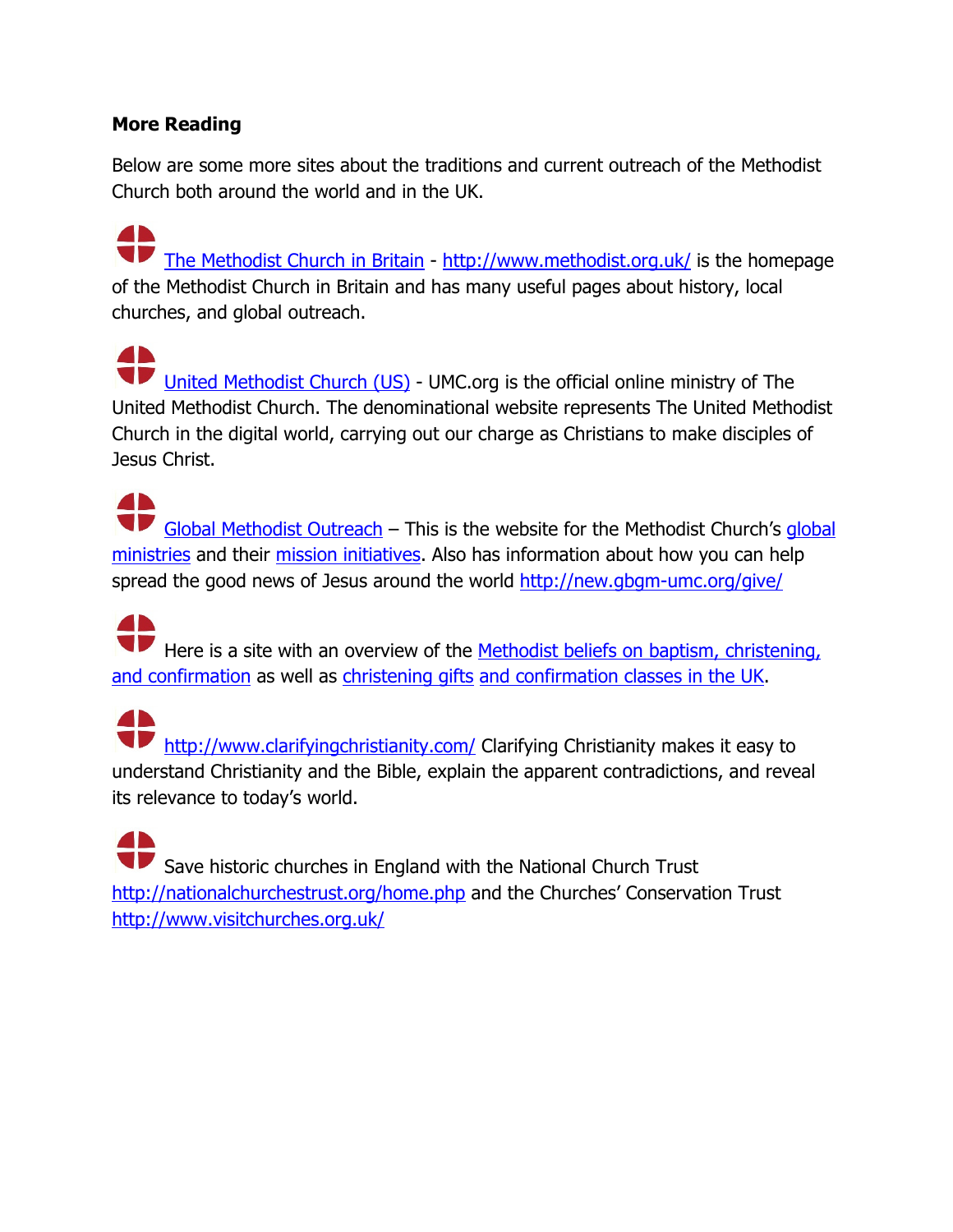**More Reading**

Below are some more sites about the traditions and current outreach of the Methodist Church both around the world and in the UK.

- The Methodist Church in Britain - http://www.methodist.org.uk/ is the homepage of the Methodist Church in Britain and has many useful pages about history, local churches, and global outreach.

- United Methodist Church (US) - UMC.org is the official online ministry of The United Methodist Church. The denominational website represents The United Methodist Church in the digital world, carrying out our charge as Christians to make disciples of Jesus Christ.

- Global Methodist Outreach – This is the website for the Methodist Church's global ministries and their mission initiatives. Also has information about how you can help spread the good news of Jesus around the world http://new.gbgm-umc.org/give/

- Here is a site with an overview of the Methodist beliefs on baptism, christening, and confirmation as well as christening gifts and confirmation classes in the UK.

- http://www.clarifyingchristianity.com/ Clarifying Christianity makes it easy to understand Christianity and the Bible, explain the apparent contradictions, and reveal its relevance to today's world.

- Save historic churches in England with the National Church Trust http://nationalchurchestrust.org/home.php and the Churches' Conservation Trust http://www.visitchurches.org.uk/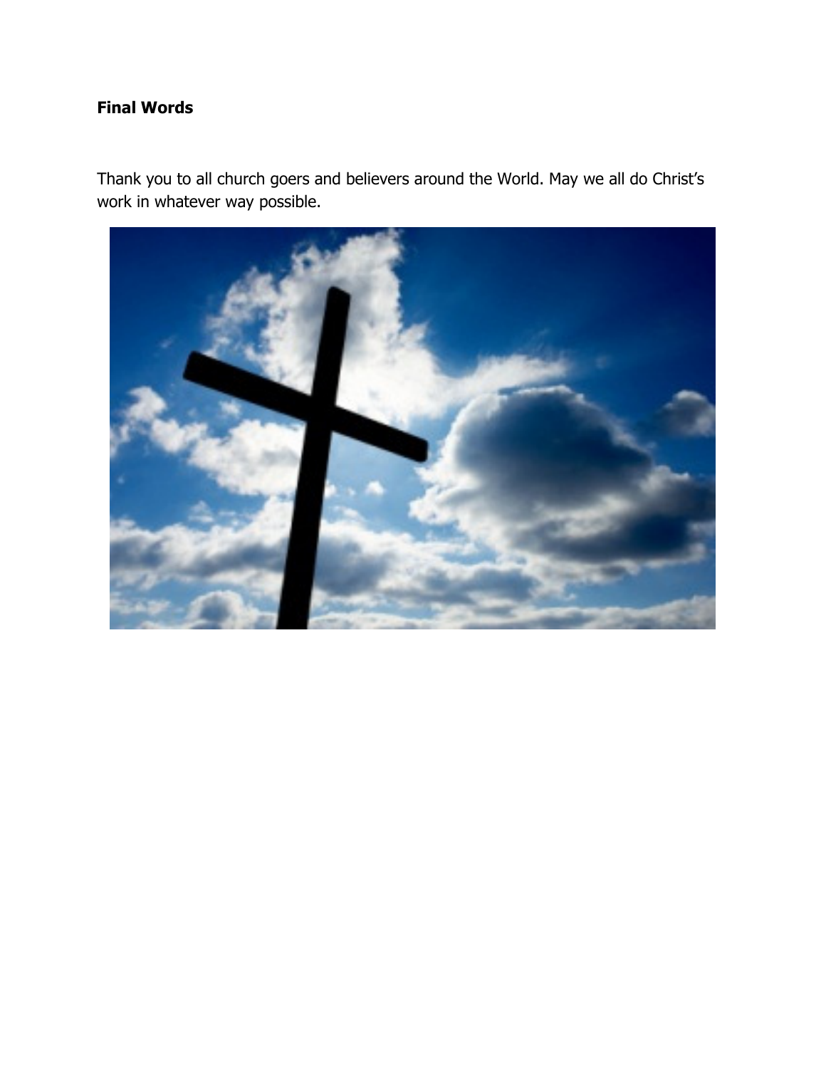**Final Words**

Thank you to all church goers and believers around the World. May we all do Christ's work in whatever way possible.